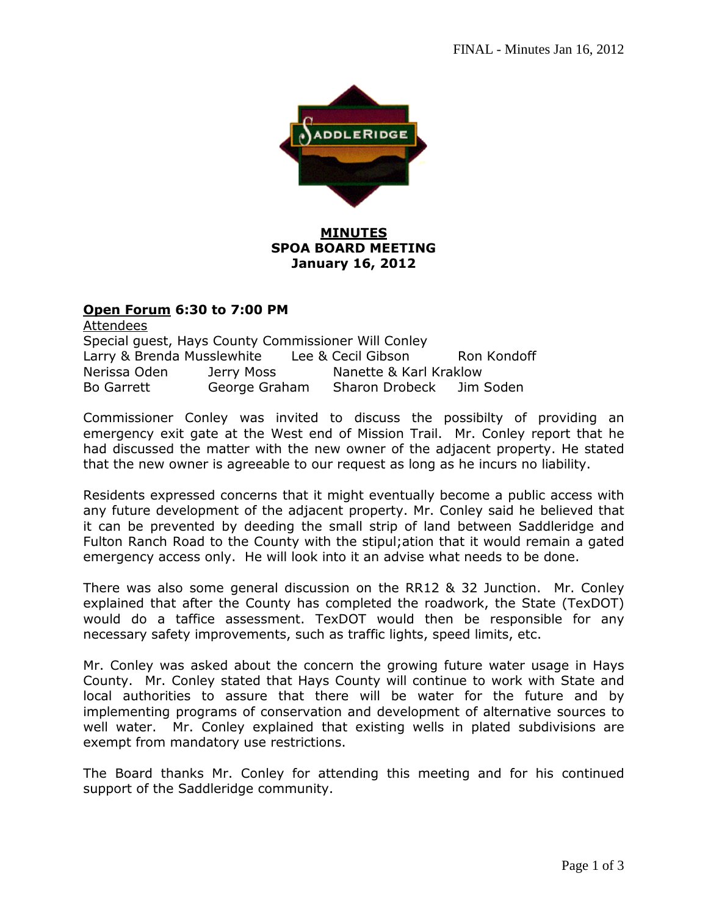# MINUTES
## SPOA BOARD MEETING
## January 16, 2012

**Open Forum 6:30 to 7:00 PM**

Attendees

Special guest, Hays County Commissioner Will Conley

| | | | |
|---|---|---|---|
| Larry & Brenda Musslewhite | Lee & Cecil Gibson | Ron Kondoff | |
| Nerissa Oden | Jerry Moss | Nanette & Karl Kraklow | |
| Bo Garrett | George Graham | Sharon Drobeck | Jim Soden |

Commissioner Conley was invited to discuss the possibilty of providing an emergency exit gate at the West end of Mission Trail. Mr. Conley report that he had discussed the matter with the new owner of the adjacent property. He stated that the new owner is agreeable to our request as long as he incurs no liability.

Residents expressed concerns that it might eventually become a public access with any future development of the adjacent property. Mr. Conley said he believed that it can be prevented by deeding the small strip of land between Saddleridge and Fulton Ranch Road to the County with the stipul;ation that it would remain a gated emergency access only. He will look into it an advise what needs to be done.

There was also some general discussion on the RR12 & 32 Junction. Mr. Conley explained that after the County has completed the roadwork, the State (TexDOT) would do a taffice assessment. TexDOT would then be responsible for any necessary safety improvements, such as traffic lights, speed limits, etc.

Mr. Conley was asked about the concern the growing future water usage in Hays County. Mr. Conley stated that Hays County will continue to work with State and local authorities to assure that there will be water for the future and by implementing programs of conservation and development of alternative sources to well water. Mr. Conley explained that existing wells in plated subdivisions are exempt from mandatory use restrictions.

The Board thanks Mr. Conley for attending this meeting and for his continued support of the Saddleridge community.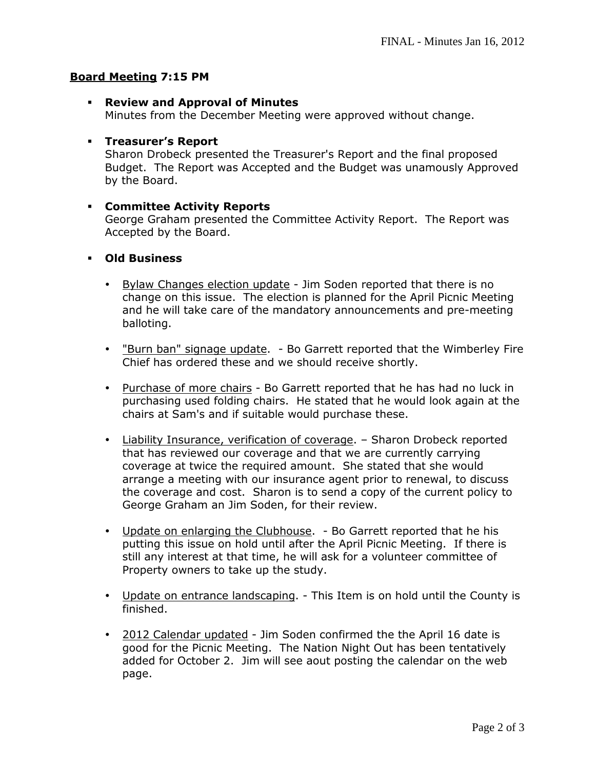## **Board Meeting** 7:15 PM

- **Review and Approval of Minutes**
  Minutes from the December Meeting were approved without change.

- **Treasurer's Report**
  Sharon Drobeck presented the Treasurer's Report and the final proposed Budget. The Report was Accepted and the Budget was unamously Approved by the Board.

- **Committee Activity Reports**
  George Graham presented the Committee Activity Report. The Report was Accepted by the Board.

- **Old Business**

  - Bylaw Changes election update - Jim Soden reported that there is no change on this issue. The election is planned for the April Picnic Meeting and he will take care of the mandatory announcements and pre-meeting balloting.

  - "Burn ban" signage update. - Bo Garrett reported that the Wimberley Fire Chief has ordered these and we should receive shortly.

  - Purchase of more chairs - Bo Garrett reported that he has had no luck in purchasing used folding chairs. He stated that he would look again at the chairs at Sam's and if suitable would purchase these.

  - Liability Insurance, verification of coverage. – Sharon Drobeck reported that has reviewed our coverage and that we are currently carrying coverage at twice the required amount. She stated that she would arrange a meeting with our insurance agent prior to renewal, to discuss the coverage and cost. Sharon is to send a copy of the current policy to George Graham an Jim Soden, for their review.

  - Update on enlarging the Clubhouse. - Bo Garrett reported that he his putting this issue on hold until after the April Picnic Meeting. If there is still any interest at that time, he will ask for a volunteer committee of Property owners to take up the study.

  - Update on entrance landscaping. - This Item is on hold until the County is finished.

  - 2012 Calendar updated - Jim Soden confirmed the the April 16 date is good for the Picnic Meeting. The Nation Night Out has been tentatively added for October 2. Jim will see aout posting the calendar on the web page.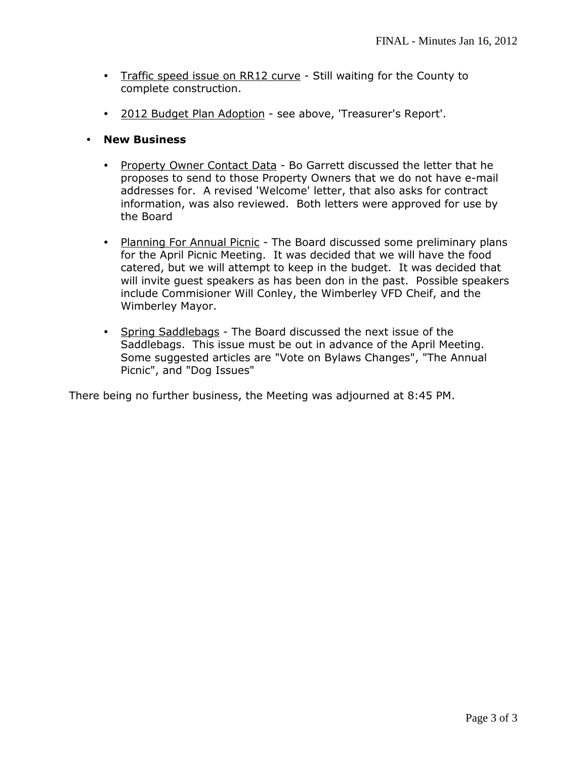- Traffic speed issue on RR12 curve - Still waiting for the County to complete construction.

- 2012 Budget Plan Adoption - see above, 'Treasurer's Report'.

- **New Business**

  - Property Owner Contact Data - Bo Garrett discussed the letter that he proposes to send to those Property Owners that we do not have e-mail addresses for. A revised 'Welcome' letter, that also asks for contract information, was also reviewed. Both letters were approved for use by the Board

  - Planning For Annual Picnic - The Board discussed some preliminary plans for the April Picnic Meeting. It was decided that we will have the food catered, but we will attempt to keep in the budget. It was decided that will invite guest speakers as has been don in the past. Possible speakers include Commisioner Will Conley, the Wimberley VFD Cheif, and the Wimberley Mayor.

  - Spring Saddlebags - The Board discussed the next issue of the Saddlebags. This issue must be out in advance of the April Meeting. Some suggested articles are "Vote on Bylaws Changes", "The Annual Picnic", and "Dog Issues"

There being no further business, the Meeting was adjourned at 8:45 PM.